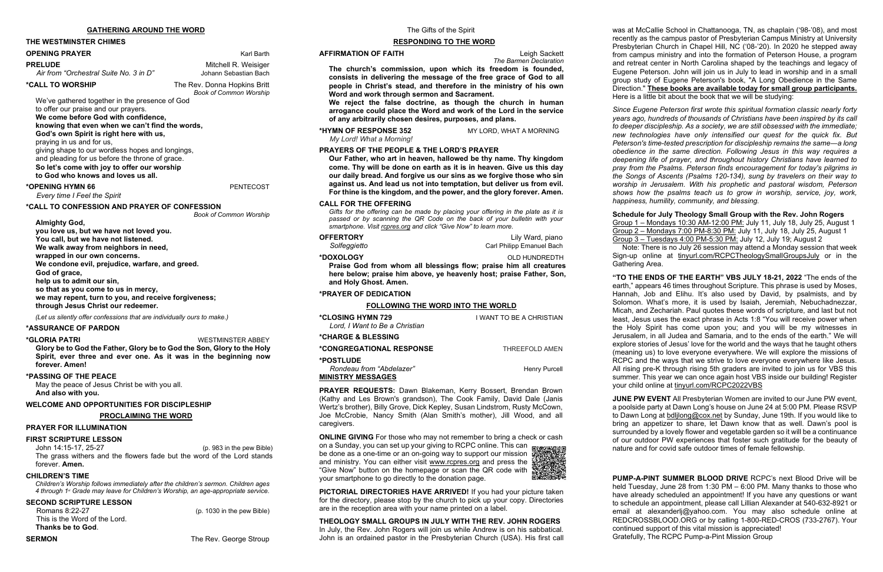## GATHERING AROUND THE WORD

### THE WESTMINSTER CHIMES

**OPENING PRAYER** — Karl Barth

**PRELUDE** — Mitchell R. Weisiger
*Air from "Orchestral Suite No. 3 in D"* — Johann Sebastian Bach

**\*CALL TO WORSHIP** — The Rev. Donna Hopkins Britt
*Book of Common Worship*

We've gathered together in the presence of God
to offer our praise and our prayers.
**We come before God with confidence,**
**knowing that even when we can't find the words,**
**God's own Spirit is right here with us,**
praying in us and for us,
giving shape to our wordless hopes and longings,
and pleading for us before the throne of grace.
**So let's come with joy to offer our worship**
**to God who knows and loves us all.**

**\*OPENING HYMN 66** — PENTECOST
*Every time I Feel the Spirit*

**\*CALL TO CONFESSION AND PRAYER OF CONFESSION**
*Book of Common Worship*

**Almighty God,**
**you love us, but we have not loved you.**
**You call, but we have not listened.**
**We walk away from neighbors in need,**
**wrapped in our own concerns.**
**We condone evil, prejudice, warfare, and greed.**
**God of grace,**
**help us to admit our sin,**
**so that as you come to us in mercy,**
**we may repent, turn to you, and receive forgiveness;**
**through Jesus Christ our redeemer.**

*(Let us silently offer confessions that are individually ours to make.)*

**\*ASSURANCE OF PARDON**

**\*GLORIA PATRI** — WESTMINSTER ABBEY

**Glory be to God the Father, Glory be to God the Son, Glory to the Holy Spirit, ever three and ever one. As it was in the beginning now forever. Amen!**

**\*PASSING OF THE PEACE**

May the peace of Jesus Christ be with you all.
**And also with you.**

**WELCOME AND OPPORTUNITIES FOR DISCIPLESHIP**

## PROCLAIMING THE WORD

**PRAYER FOR ILLUMINATION**

**FIRST SCRIPTURE LESSON**
John 14:15-17, 25-27 (p. 983 in the pew Bible)
The grass withers and the flowers fade but the word of the Lord stands forever. **Amen.**

**CHILDREN'S TIME**
*Children's Worship follows immediately after the children's sermon. Children ages 4 through 1st Grade may leave for Children's Worship, an age-appropriate service.*

**SECOND SCRIPTURE LESSON**
Romans 8:22-27 (p. 1030 in the pew Bible)
This is the Word of the Lord.
**Thanks be to God**.

**SERMON** — The Rev. George Stroup
The Gifts of the Spirit

## RESPONDING TO THE WORD

**AFFIRMATION OF FAITH** — Leigh Sackett
*The Barmen Declaration*

**The church's commission, upon which its freedom is founded, consists in delivering the message of the free grace of God to all people in Christ's stead, and therefore in the ministry of his own Word and work through sermon and Sacrament.**
**We reject the false doctrine, as though the church in human arrogance could place the Word and work of the Lord in the service of any arbitrarily chosen desires, purposes, and plans.**

**\*HYMN OF RESPONSE 352** — MY LORD, WHAT A MORNING
*My Lord! What a Morning!*

**PRAYERS OF THE PEOPLE & THE LORD'S PRAYER**

**Our Father, who art in heaven, hallowed be thy name. Thy kingdom come. Thy will be done on earth as it is in heaven. Give us this day our daily bread. And forgive us our sins as we forgive those who sin against us. And lead us not into temptation, but deliver us from evil. For thine is the kingdom, and the power, and the glory forever. Amen.**

**CALL FOR THE OFFERING**
*Gifts for the offering can be made by placing your offering in the plate as it is passed or by scanning the QR Code on the back of your bulletin with your smartphone. Visit rcpres.org and click "Give Now" to learn more.*

**OFFERTORY** — Lily Ward, piano
*Solfeggietto* — Carl Philipp Emanuel Bach

**\*DOXOLOGY** — OLD HUNDREDTH
**Praise God from whom all blessings flow; praise him all creatures here below; praise him above, ye heavenly host; praise Father, Son, and Holy Ghost. Amen.**

**\*PRAYER OF DEDICATION**

## FOLLOWING THE WORD INTO THE WORLD

**\*CLOSING HYMN 729** — I WANT TO BE A CHRISTIAN
*Lord, I Want to Be a Christian*

**\*CHARGE & BLESSING**

**\*CONGREGATIONAL RESPONSE** — THREEFOLD AMEN

**\*POSTLUDE**
*Rondeau from "Abdelazer"* — Henry Purcell

## MINISTRY MESSAGES

**PRAYER REQUESTS:** Dawn Blakeman, Kerry Bossert, Brendan Brown (Kathy and Les Brown's grandson), The Cook Family, David Dale (Janis Wertz's brother), Billy Grove, Dick Kepley, Susan Lindstrom, Rusty McCown, Joe McCrobie, Nancy Smith (Alan Smith's mother), Jill Wood, and all caregivers.

**ONLINE GIVING** For those who may not remember to bring a check or cash on a Sunday, you can set up your giving to RCPC online. This can be done as a one-time or an on-going way to support our mission and ministry. You can either visit www.rcpres.org and press the "Give Now" button on the homepage or scan the QR code with your smartphone to go directly to the donation page.

**PICTORIAL DIRECTORIES HAVE ARRIVED!** If you had your picture taken for the directory, please stop by the church to pick up your copy. Directories are in the reception area with your name printed on a label.

**THEOLOGY SMALL GROUPS IN JULY WITH THE REV. JOHN ROGERS** In July, the Rev. John Rogers will join us while Andrew is on his sabbatical. John is an ordained pastor in the Presbyterian Church (USA). His first call was at McCallie School in Chattanooga, TN, as chaplain ('98-'08), and most recently as the campus pastor of Presbyterian Campus Ministry at University Presbyterian Church in Chapel Hill, NC ('08-'20). In 2020 he stepped away from campus ministry and into the formation of Peterson House, a program and retreat center in North Carolina shaped by the teachings and legacy of Eugene Peterson. John will join us in July to lead in worship and in a small group study of Eugene Peterson's book, "A Long Obedience in the Same Direction." **These books are available today for small group participants.** Here is a little bit about the book that we will be studying:

*Since Eugene Peterson first wrote this spiritual formation classic nearly forty years ago, hundreds of thousands of Christians have been inspired by its call to deeper discipleship. As a society, we are still obsessed with the immediate; new technologies have only intensified our quest for the quick fix. But Peterson's time-tested prescription for discipleship remains the same—a long obedience in the same direction. Following Jesus in this way requires a deepening life of prayer, and throughout history Christians have learned to pray from the Psalms. Peterson finds encouragement for today's pilgrims in the Songs of Ascents (Psalms 120-134), sung by travelers on their way to worship in Jerusalem. With his prophetic and pastoral wisdom, Peterson shows how the psalms teach us to grow in worship, service, joy, work, happiness, humility, community, and blessing.*

**Schedule for July Theology Small Group with the Rev. John Rogers**
Group 1 – Mondays 10:30 AM-12:00 PM: July 11, July 18, July 25, August 1
Group 2 – Mondays 7:00 PM-8:30 PM: July 11, July 18, July 25, August 1
Group 3 – Tuesdays 4:00 PM-5:30 PM: July 12, July 19; August 2
Note: There is no July 26 session may attend a Monday session that week
Sign-up online at tinyurl.com/RCPCTheologySmallGroupsJuly or in the Gathering Area.

**"TO THE ENDS OF THE EARTH" VBS JULY 18-21, 2022** "The ends of the earth," appears 46 times throughout Scripture. This phrase is used by Moses, Hannah, Job and Elihu. It's also used by David, by psalmists, and by Solomon. What's more, it is used by Isaiah, Jeremiah, Nebuchadnezzar, Micah, and Zechariah. Paul quotes these words of scripture, and last but not least, Jesus uses the exact phrase in Acts 1:8 "You will receive power when the Holy Spirit has come upon you; and you will be my witnesses in Jerusalem, in all Judea and Samaria, and to the ends of the earth." We will explore stories of Jesus' love for the world and the ways that he taught others (meaning us) to love everyone everywhere. We will explore the missions of RCPC and the ways that we strive to love everyone everywhere like Jesus. All rising pre-K through rising 5th graders are invited to join us for VBS this summer. This year we can once again host VBS inside our building! Register your child online at tinyurl.com/RCPC2022VBS

**JUNE PW EVENT** All Presbyterian Women are invited to our June PW event, a poolside party at Dawn Long's house on June 24 at 5:00 PM. Please RSVP to Dawn Long at bdljlong@cox.net by Sunday, June 19th. If you would like to bring an appetizer to share, let Dawn know that as well. Dawn's pool is surrounded by a lovely flower and vegetable garden so it will be a continuance of our outdoor PW experiences that foster such gratitude for the beauty of nature and for covid safe outdoor times of female fellowship.

**PUMP-A-PINT SUMMER BLOOD DRIVE** RCPC's next Blood Drive will be held Tuesday, June 28 from 1:30 PM – 6:00 PM. Many thanks to those who have already scheduled an appointment! If you have any questions or want to schedule an appointment, please call Lillian Alexander at 540-632-8921 or email at alexanderlj@yahoo.com. You may also schedule online at REDCROSSBLOOD.ORG or by calling 1-800-RED-CROS (733-2767). Your continued support of this vital mission is appreciated!
Gratefully, The RCPC Pump-a-Pint Mission Group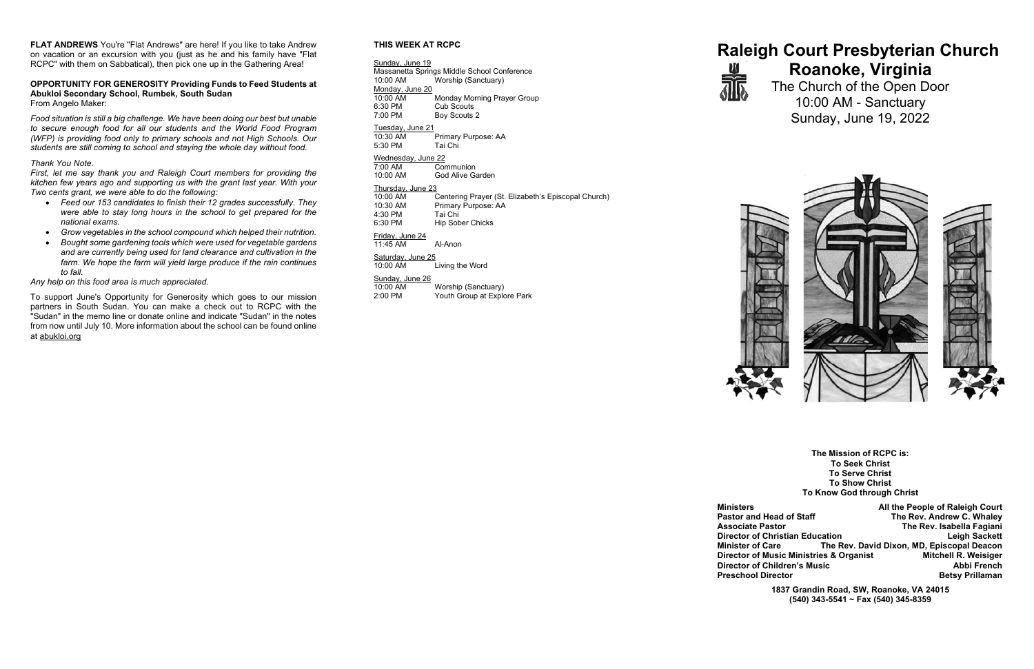**FLAT ANDREWS** You're "Flat Andrews" are here! If you like to take Andrew on vacation or an excursion with you (just as he and his family have "Flat RCPC" with them on Sabbatical), then pick one up in the Gathering Area!

**OPPORTUNITY FOR GENEROSITY Providing Funds to Feed Students at Abukloi Secondary School, Rumbek, South Sudan**
From Angelo Maker:

*Food situation is still a big challenge. We have been doing our best but unable to secure enough food for all our students and the World Food Program (WFP) is providing food only to primary schools and not High Schools. Our students are still coming to school and staying the whole day without food.*

*Thank You Note.*
*First, let me say thank you and Raleigh Court members for providing the kitchen few years ago and supporting us with the grant last year. With your Two cents grant, we were able to do the following:*

- *Feed our 153 candidates to finish their 12 grades successfully. They were able to stay long hours in the school to get prepared for the national exams.*
- *Grow vegetables in the school compound which helped their nutrition.*
- *Bought some gardening tools which were used for vegetable gardens and are currently being used for land clearance and cultivation in the farm. We hope the farm will yield large produce if the rain continues to fall.*

*Any help on this food area is much appreciated.*

To support June's Opportunity for Generosity which goes to our mission partners in South Sudan. You can make a check out to RCPC with the "Sudan" in the memo line or donate online and indicate "Sudan" in the notes from now until July 10. More information about the school can be found online at abukloi.org

**THIS WEEK AT RCPC**

Sunday, June 19
Massanetta Springs Middle School Conference
10:00 AM Worship (Sanctuary)

Monday, June 20
10:00 AM Monday Morning Prayer Group
6:30 PM Cub Scouts
7:00 PM Boy Scouts 2

Tuesday, June 21
10:30 AM Primary Purpose: AA
5:30 PM Tai Chi

Wednesday, June 22
7:00 AM Communion
10:00 AM God Alive Garden

Thursday, June 23
10:00 AM Centering Prayer (St. Elizabeth's Episcopal Church)
10:30 AM Primary Purpose: AA
4:30 PM Tai Chi
6:30 PM Hip Sober Chicks

Friday, June 24
11:45 AM Al-Anon

Saturday, June 25
10:00 AM Living the Word

Sunday, June 26
10:00 AM Worship (Sanctuary)
2:00 PM Youth Group at Explore Park

# Raleigh Court Presbyterian Church
## Roanoke, Virginia

The Church of the Open Door
10:00 AM - Sanctuary
Sunday, June 19, 2022

**The Mission of RCPC is:**
**To Seek Christ**
**To Serve Christ**
**To Show Christ**
**To Know God through Christ**

| | |
|---|---|
| **Ministers** | **All the People of Raleigh Court** |
| **Pastor and Head of Staff** | **The Rev. Andrew C. Whaley** |
| **Associate Pastor** | **The Rev. Isabella Fagiani** |
| **Director of Christian Education** | **Leigh Sackett** |
| **Minister of Care** | **The Rev. David Dixon, MD, Episcopal Deacon** |
| **Director of Music Ministries & Organist** | **Mitchell R. Weisiger** |
| **Director of Children's Music** | **Abbi French** |
| **Preschool Director** | **Betsy Prillaman** |

**1837 Grandin Road, SW, Roanoke, VA 24015**
**(540) 343-5541 ~ Fax (540) 345-8359**